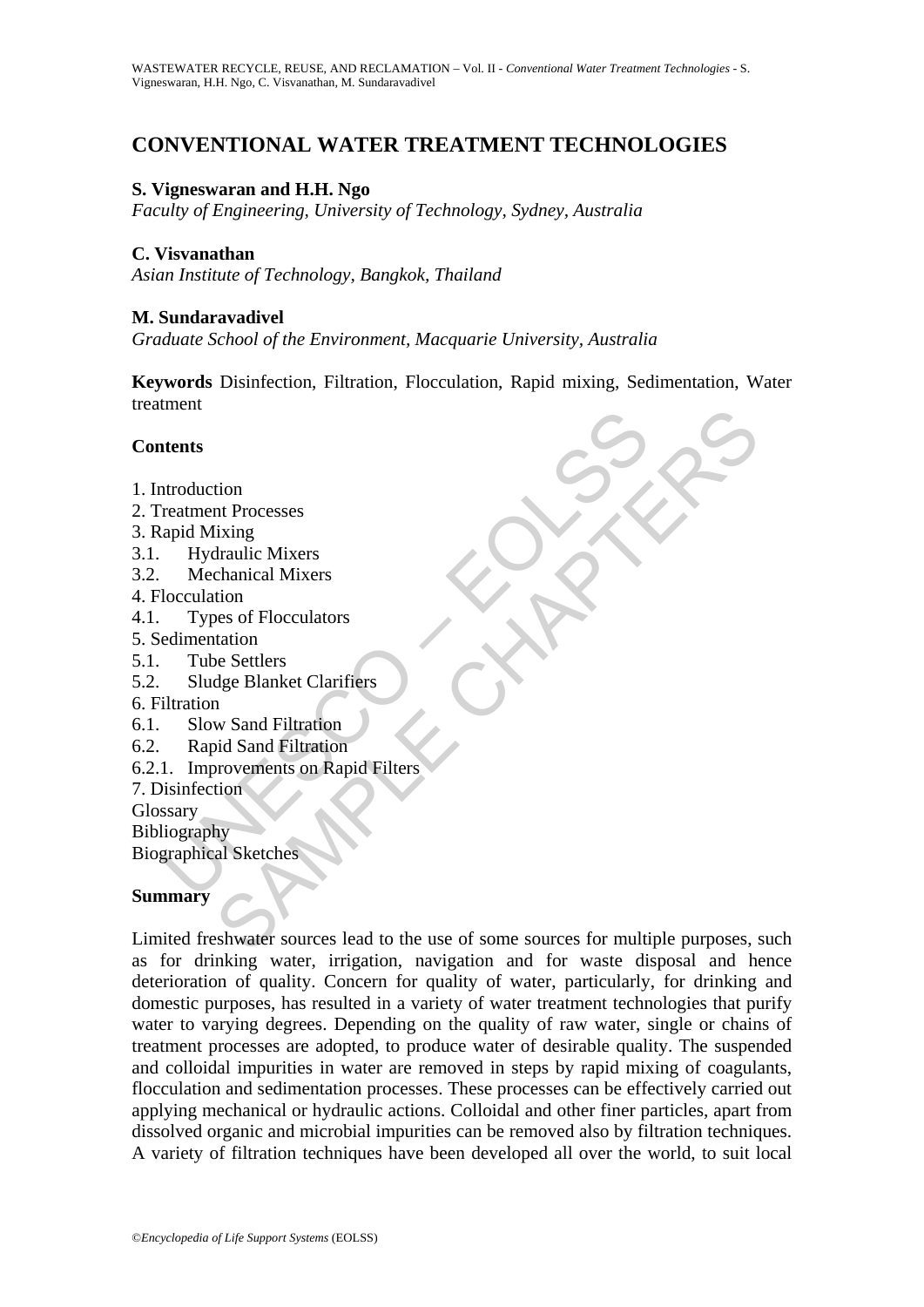# CONVENTIONAL WATER TREATMENT TECHNOLOGIES

**S. Vigneswaran and H.H. Ngo**

*Faculty of Engineering, University of Technology, Sydney, Australia*

**C. Visvanathan**

*Asian Institute of Technology, Bangkok, Thailand*

**M. Sundaravadivel**

*Graduate School of the Environment, Macquarie University, Australia*

**Keywords** Disinfection, Filtration, Flocculation, Rapid mixing, Sedimentation, Water treatment

## Contents

1. Introduction
2. Treatment Processes
3. Rapid Mixing
3.1. Hydraulic Mixers
3.2. Mechanical Mixers
4. Flocculation
4.1. Types of Flocculators
5. Sedimentation
5.1. Tube Settlers
5.2. Sludge Blanket Clarifiers
6. Filtration
6.1. Slow Sand Filtration
6.2. Rapid Sand Filtration
6.2.1. Improvements on Rapid Filters
7. Disinfection

Glossary
Bibliography
Biographical Sketches

## Summary

Limited freshwater sources lead to the use of some sources for multiple purposes, such as for drinking water, irrigation, navigation and for waste disposal and hence deterioration of quality. Concern for quality of water, particularly, for drinking and domestic purposes, has resulted in a variety of water treatment technologies that purify water to varying degrees. Depending on the quality of raw water, single or chains of treatment processes are adopted, to produce water of desirable quality. The suspended and colloidal impurities in water are removed in steps by rapid mixing of coagulants, flocculation and sedimentation processes. These processes can be effectively carried out applying mechanical or hydraulic actions. Colloidal and other finer particles, apart from dissolved organic and microbial impurities can be removed also by filtration techniques. A variety of filtration techniques have been developed all over the world, to suit local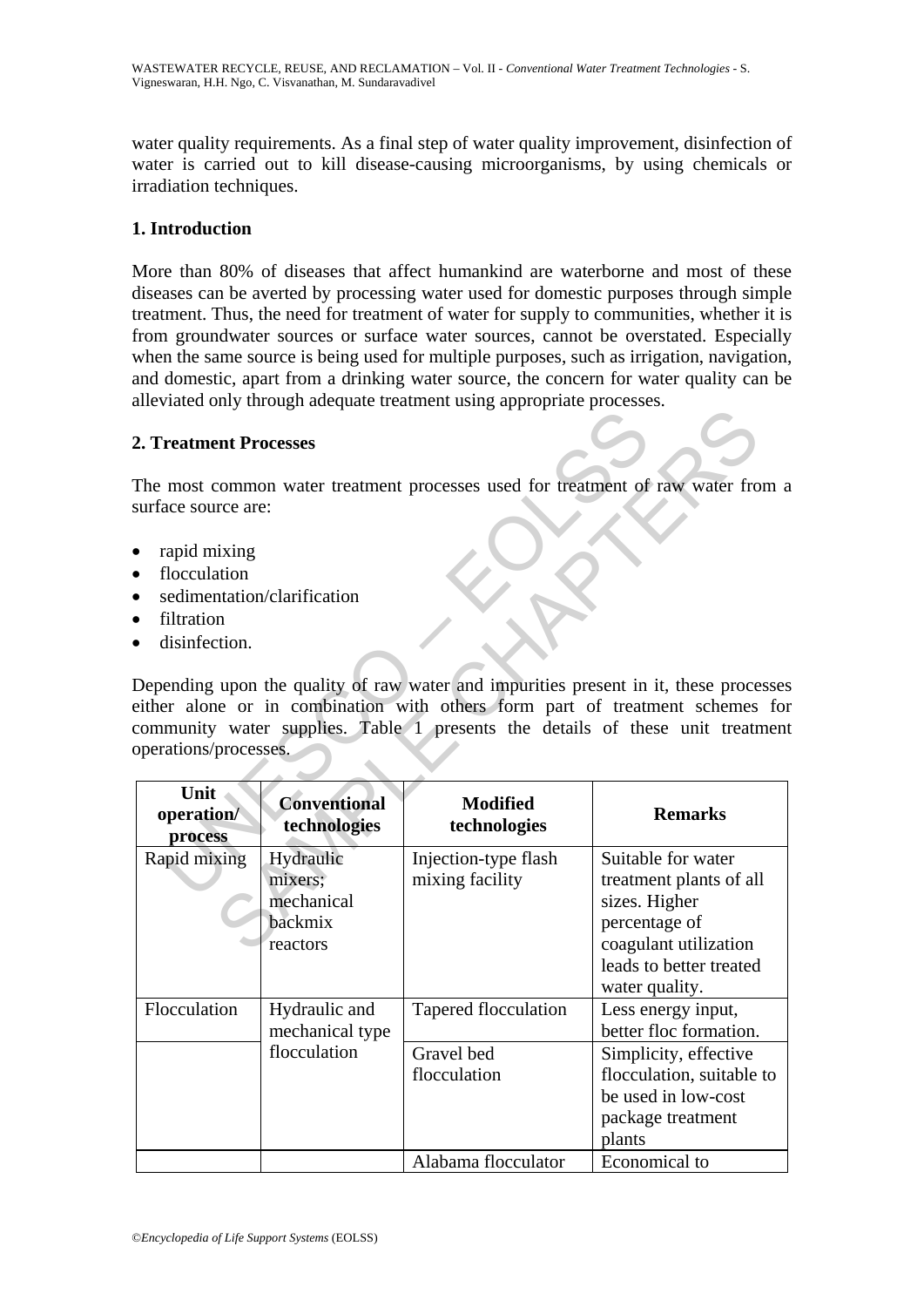water quality requirements. As a final step of water quality improvement, disinfection of water is carried out to kill disease-causing microorganisms, by using chemicals or irradiation techniques.

## 1. Introduction

More than 80% of diseases that affect humankind are waterborne and most of these diseases can be averted by processing water used for domestic purposes through simple treatment. Thus, the need for treatment of water for supply to communities, whether it is from groundwater sources or surface water sources, cannot be overstated. Especially when the same source is being used for multiple purposes, such as irrigation, navigation, and domestic, apart from a drinking water source, the concern for water quality can be alleviated only through adequate treatment using appropriate processes.

## 2. Treatment Processes

The most common water treatment processes used for treatment of raw water from a surface source are:

- rapid mixing
- flocculation
- sedimentation/clarification
- filtration
- disinfection.

Depending upon the quality of raw water and impurities present in it, these processes either alone or in combination with others form part of treatment schemes for community water supplies. Table 1 presents the details of these unit treatment operations/processes.

| Unit operation/ process | Conventional technologies | Modified technologies | Remarks |
|---|---|---|---|
| Rapid mixing | Hydraulic mixers; mechanical backmix reactors | Injection-type flash mixing facility | Suitable for water treatment plants of all sizes. Higher percentage of coagulant utilization leads to better treated water quality. |
| Flocculation | Hydraulic and mechanical type flocculation | Tapered flocculation | Less energy input, better floc formation. |
| | | Gravel bed flocculation | Simplicity, effective flocculation, suitable to be used in low-cost package treatment plants |
| | | Alabama flocculator | Economical to |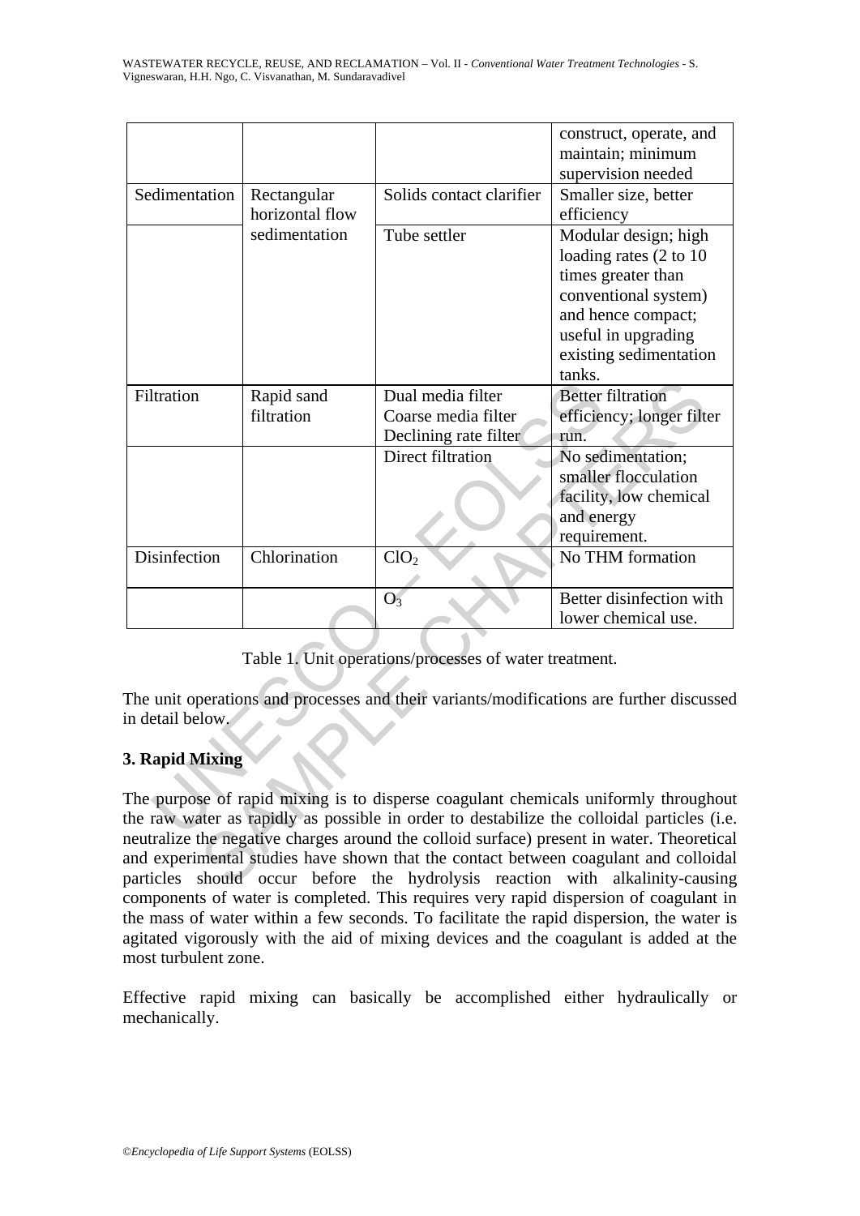| | | | construct, operate, and maintain; minimum supervision needed |
|---|---|---|---|
| Sedimentation | Rectangular horizontal flow sedimentation | Solids contact clarifier | Smaller size, better efficiency |
| | | Tube settler | Modular design; high loading rates (2 to 10 times greater than conventional system) and hence compact; useful in upgrading existing sedimentation tanks. |
| Filtration | Rapid sand filtration | Dual media filter Coarse media filter Declining rate filter | Better filtration efficiency; longer filter run. |
| | | Direct filtration | No sedimentation; smaller flocculation facility, low chemical and energy requirement. |
| Disinfection | Chlorination | $ClO_2$ | No THM formation |
| | | $O_3$ | Better disinfection with lower chemical use. |

Table 1. Unit operations/processes of water treatment.

The unit operations and processes and their variants/modifications are further discussed in detail below.

## 3. Rapid Mixing

The purpose of rapid mixing is to disperse coagulant chemicals uniformly throughout the raw water as rapidly as possible in order to destabilize the colloidal particles (i.e. neutralize the negative charges around the colloid surface) present in water. Theoretical and experimental studies have shown that the contact between coagulant and colloidal particles should occur before the hydrolysis reaction with alkalinity-causing components of water is completed. This requires very rapid dispersion of coagulant in the mass of water within a few seconds. To facilitate the rapid dispersion, the water is agitated vigorously with the aid of mixing devices and the coagulant is added at the most turbulent zone.

Effective rapid mixing can basically be accomplished either hydraulically or mechanically.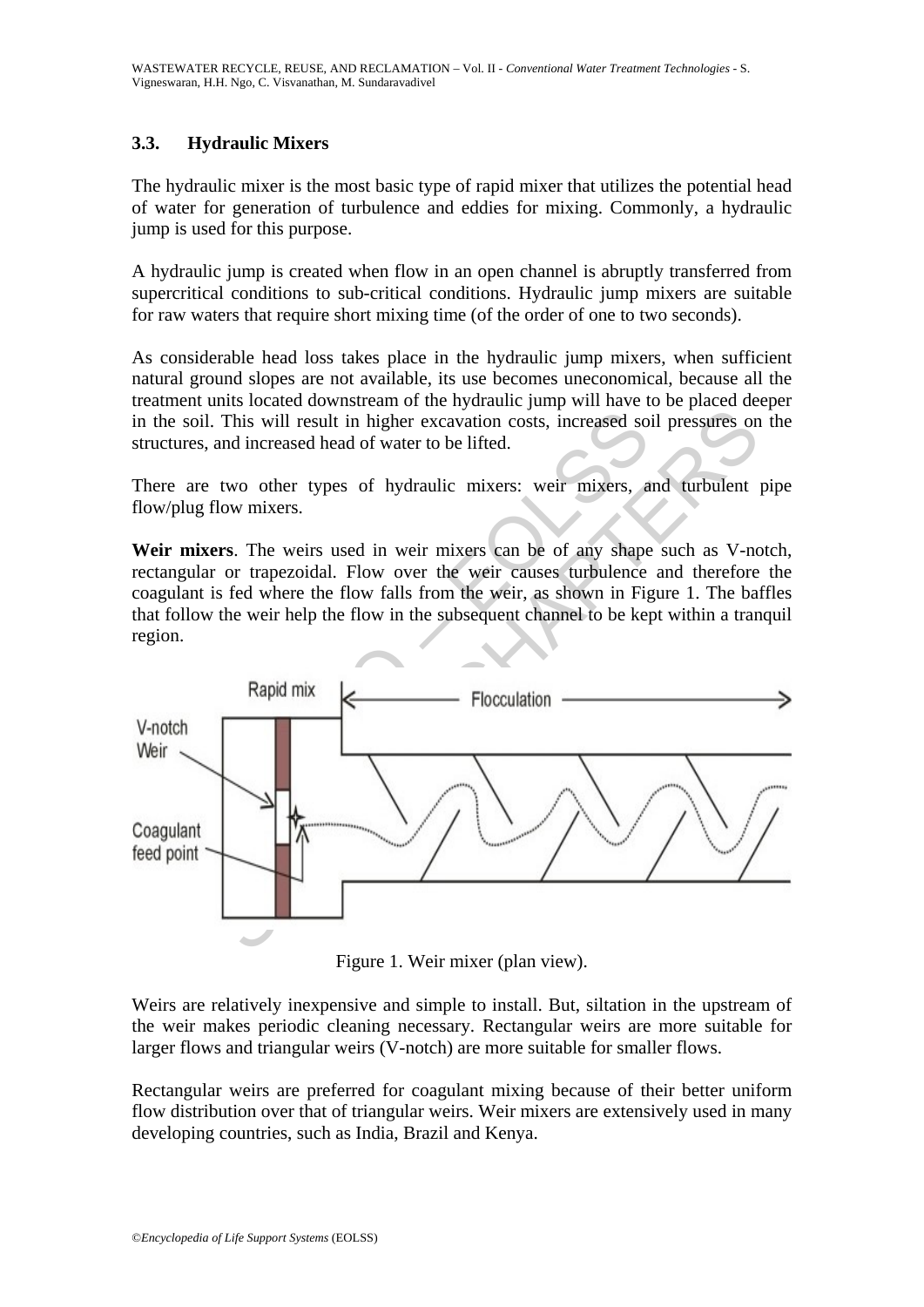### 3.3. Hydraulic Mixers

The hydraulic mixer is the most basic type of rapid mixer that utilizes the potential head of water for generation of turbulence and eddies for mixing. Commonly, a hydraulic jump is used for this purpose.

A hydraulic jump is created when flow in an open channel is abruptly transferred from supercritical conditions to sub-critical conditions. Hydraulic jump mixers are suitable for raw waters that require short mixing time (of the order of one to two seconds).

As considerable head loss takes place in the hydraulic jump mixers, when sufficient natural ground slopes are not available, its use becomes uneconomical, because all the treatment units located downstream of the hydraulic jump will have to be placed deeper in the soil. This will result in higher excavation costs, increased soil pressures on the structures, and increased head of water to be lifted.

There are two other types of hydraulic mixers: weir mixers, and turbulent pipe flow/plug flow mixers.

**Weir mixers**. The weirs used in weir mixers can be of any shape such as V-notch, rectangular or trapezoidal. Flow over the weir causes turbulence and therefore the coagulant is fed where the flow falls from the weir, as shown in Figure 1. The baffles that follow the weir help the flow in the subsequent channel to be kept within a tranquil region.

Figure 1. Weir mixer (plan view).

Weirs are relatively inexpensive and simple to install. But, siltation in the upstream of the weir makes periodic cleaning necessary. Rectangular weirs are more suitable for larger flows and triangular weirs (V-notch) are more suitable for smaller flows.

Rectangular weirs are preferred for coagulant mixing because of their better uniform flow distribution over that of triangular weirs. Weir mixers are extensively used in many developing countries, such as India, Brazil and Kenya.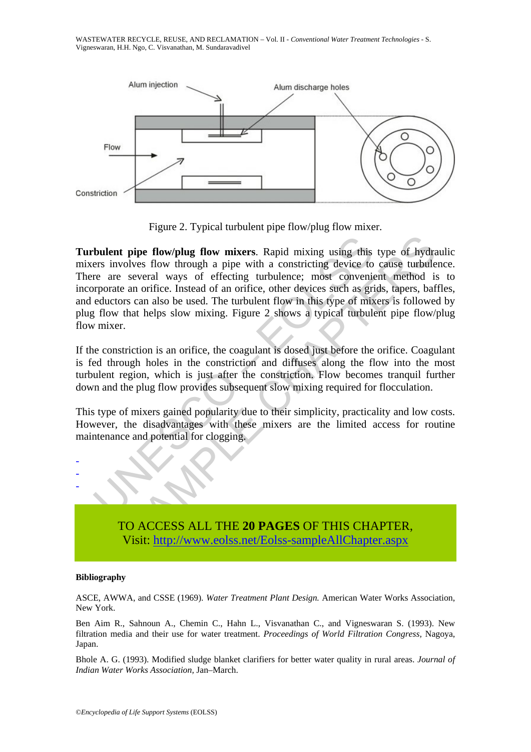Figure 2. Typical turbulent pipe flow/plug flow mixer.

**Turbulent pipe flow/plug flow mixers**. Rapid mixing using this type of hydraulic mixers involves flow through a pipe with a constricting device to cause turbulence. There are several ways of effecting turbulence; most convenient method is to incorporate an orifice. Instead of an orifice, other devices such as grids, tapers, baffles, and eductors can also be used. The turbulent flow in this type of mixers is followed by plug flow that helps slow mixing. Figure 2 shows a typical turbulent pipe flow/plug flow mixer.

If the constriction is an orifice, the coagulant is dosed just before the orifice. Coagulant is fed through holes in the constriction and diffuses along the flow into the most turbulent region, which is just after the constriction. Flow becomes tranquil further down and the plug flow provides subsequent slow mixing required for flocculation.

This type of mixers gained popularity due to their simplicity, practicality and low costs. However, the disadvantages with these mixers are the limited access for routine maintenance and potential for clogging.

-
-
-

TO ACCESS ALL THE **20 PAGES** OF THIS CHAPTER,
Visit: http://www.eolss.net/Eolss-sampleAllChapter.aspx

**Bibliography**

ASCE, AWWA, and CSSE (1969). *Water Treatment Plant Design.* American Water Works Association, New York.

Ben Aim R., Sahnoun A., Chemin C., Hahn L., Visvanathan C., and Vigneswaran S. (1993). New filtration media and their use for water treatment. *Proceedings of World Filtration Congress,* Nagoya, Japan.

Bhole A. G. (1993). Modified sludge blanket clarifiers for better water quality in rural areas. *Journal of Indian Water Works Association,* Jan–March.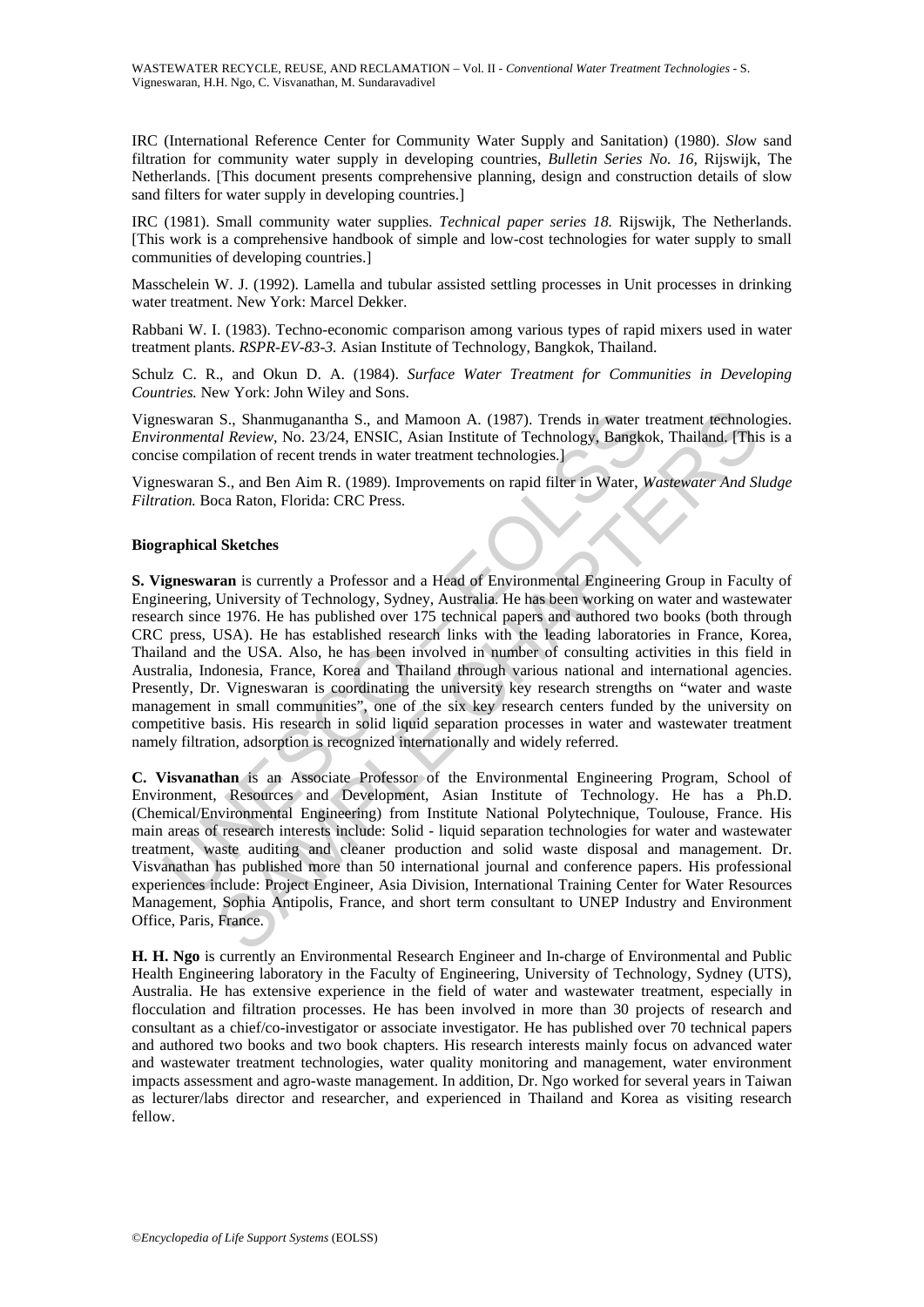IRC (International Reference Center for Community Water Supply and Sanitation) (1980). *Slow* sand filtration for community water supply in developing countries, *Bulletin Series No. 16,* Rijswijk, The Netherlands. [This document presents comprehensive planning, design and construction details of slow sand filters for water supply in developing countries.]

IRC (1981). Small community water supplies. *Technical paper series 18.* Rijswijk, The Netherlands. [This work is a comprehensive handbook of simple and low-cost technologies for water supply to small communities of developing countries.]

Masschelein W. J. (1992). Lamella and tubular assisted settling processes in Unit processes in drinking water treatment. New York: Marcel Dekker.

Rabbani W. I. (1983). Techno-economic comparison among various types of rapid mixers used in water treatment plants. *RSPR-EV-83-3.* Asian Institute of Technology, Bangkok, Thailand.

Schulz C. R., and Okun D. A. (1984). *Surface Water Treatment for Communities in Developing Countries.* New York: John Wiley and Sons.

Vigneswaran S., Shanmuganantha S., and Mamoon A. (1987). Trends in water treatment technologies. *Environmental Review,* No. 23/24, ENSIC, Asian Institute of Technology, Bangkok, Thailand. [This is a concise compilation of recent trends in water treatment technologies.]

Vigneswaran S., and Ben Aim R. (1989). Improvements on rapid filter in Water, *Wastewater And Sludge Filtration.* Boca Raton, Florida: CRC Press.

**Biographical Sketches**

**S. Vigneswaran** is currently a Professor and a Head of Environmental Engineering Group in Faculty of Engineering, University of Technology, Sydney, Australia. He has been working on water and wastewater research since 1976. He has published over 175 technical papers and authored two books (both through CRC press, USA). He has established research links with the leading laboratories in France, Korea, Thailand and the USA. Also, he has been involved in number of consulting activities in this field in Australia, Indonesia, France, Korea and Thailand through various national and international agencies. Presently, Dr. Vigneswaran is coordinating the university key research strengths on "water and waste management in small communities", one of the six key research centers funded by the university on competitive basis. His research in solid liquid separation processes in water and wastewater treatment namely filtration, adsorption is recognized internationally and widely referred.

**C. Visvanathan** is an Associate Professor of the Environmental Engineering Program, School of Environment, Resources and Development, Asian Institute of Technology. He has a Ph.D. (Chemical/Environmental Engineering) from Institute National Polytechnique, Toulouse, France. His main areas of research interests include: Solid - liquid separation technologies for water and wastewater treatment, waste auditing and cleaner production and solid waste disposal and management. Dr. Visvanathan has published more than 50 international journal and conference papers. His professional experiences include: Project Engineer, Asia Division, International Training Center for Water Resources Management, Sophia Antipolis, France, and short term consultant to UNEP Industry and Environment Office, Paris, France.

**H. H. Ngo** is currently an Environmental Research Engineer and In-charge of Environmental and Public Health Engineering laboratory in the Faculty of Engineering, University of Technology, Sydney (UTS), Australia. He has extensive experience in the field of water and wastewater treatment, especially in flocculation and filtration processes. He has been involved in more than 30 projects of research and consultant as a chief/co-investigator or associate investigator. He has published over 70 technical papers and authored two books and two book chapters. His research interests mainly focus on advanced water and wastewater treatment technologies, water quality monitoring and management, water environment impacts assessment and agro-waste management. In addition, Dr. Ngo worked for several years in Taiwan as lecturer/labs director and researcher, and experienced in Thailand and Korea as visiting research fellow.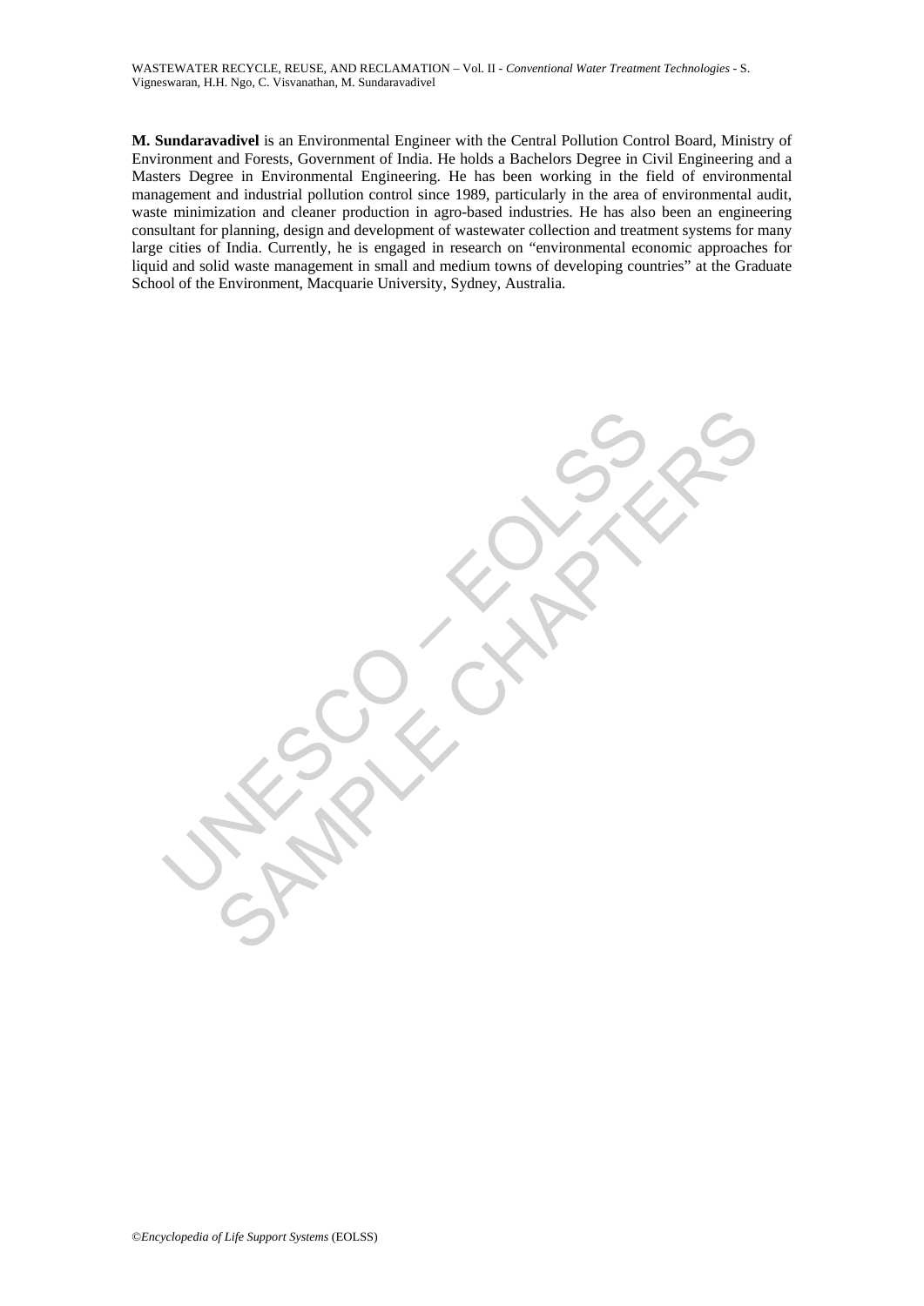**M. Sundaravadivel** is an Environmental Engineer with the Central Pollution Control Board, Ministry of Environment and Forests, Government of India. He holds a Bachelors Degree in Civil Engineering and a Masters Degree in Environmental Engineering. He has been working in the field of environmental management and industrial pollution control since 1989, particularly in the area of environmental audit, waste minimization and cleaner production in agro-based industries. He has also been an engineering consultant for planning, design and development of wastewater collection and treatment systems for many large cities of India. Currently, he is engaged in research on "environmental economic approaches for liquid and solid waste management in small and medium towns of developing countries" at the Graduate School of the Environment, Macquarie University, Sydney, Australia.